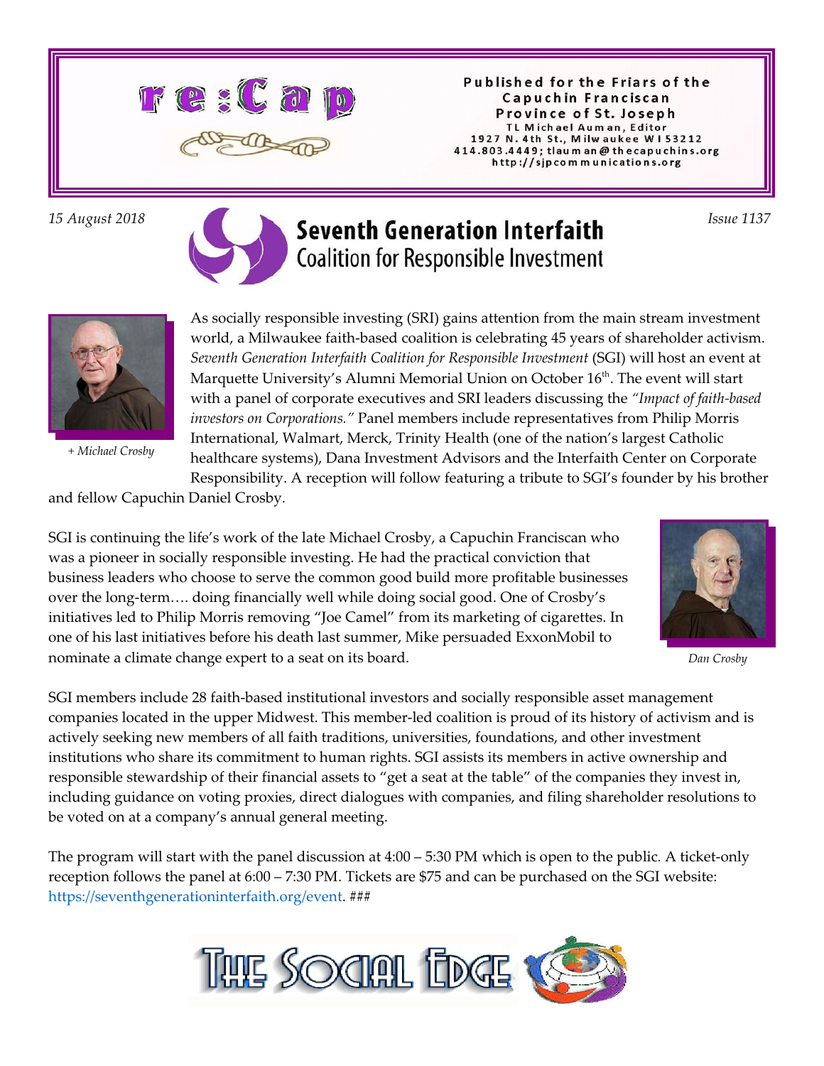# re:Cap

**Published for the Friars of the Capuchin Franciscan Province of St. Joseph**
TL Michael Auman, Editor
1927 N. 4th St., Milwaukee WI 53212
414.803.4449; tlauman@thecapuchins.org
http://sjpcommunications.org

*15 August 2018* *Issue 1137*

## Seventh Generation Interfaith Coalition for Responsible Investment

*+ Michael Crosby*

As socially responsible investing (SRI) gains attention from the main stream investment world, a Milwaukee faith-based coalition is celebrating 45 years of shareholder activism. *Seventh Generation Interfaith Coalition for Responsible Investment* (SGI) will host an event at Marquette University's Alumni Memorial Union on October 16th. The event will start with a panel of corporate executives and SRI leaders discussing the *"Impact of faith-based investors on Corporations."* Panel members include representatives from Philip Morris International, Walmart, Merck, Trinity Health (one of the nation's largest Catholic healthcare systems), Dana Investment Advisors and the Interfaith Center on Corporate Responsibility. A reception will follow featuring a tribute to SGI's founder by his brother and fellow Capuchin Daniel Crosby.

SGI is continuing the life's work of the late Michael Crosby, a Capuchin Franciscan who was a pioneer in socially responsible investing. He had the practical conviction that business leaders who choose to serve the common good build more profitable businesses over the long-term…. doing financially well while doing social good. One of Crosby's initiatives led to Philip Morris removing "Joe Camel" from its marketing of cigarettes. In one of his last initiatives before his death last summer, Mike persuaded ExxonMobil to nominate a climate change expert to a seat on its board.

*Dan Crosby*

SGI members include 28 faith-based institutional investors and socially responsible asset management companies located in the upper Midwest. This member-led coalition is proud of its history of activism and is actively seeking new members of all faith traditions, universities, foundations, and other investment institutions who share its commitment to human rights. SGI assists its members in active ownership and responsible stewardship of their financial assets to "get a seat at the table" of the companies they invest in, including guidance on voting proxies, direct dialogues with companies, and filing shareholder resolutions to be voted on at a company's annual general meeting.

The program will start with the panel discussion at 4:00 – 5:30 PM which is open to the public. A ticket-only reception follows the panel at 6:00 – 7:30 PM. Tickets are $75 and can be purchased on the SGI website: https://seventhgenerationinterfaith.org/event. ###

THE SOCIAL EDGE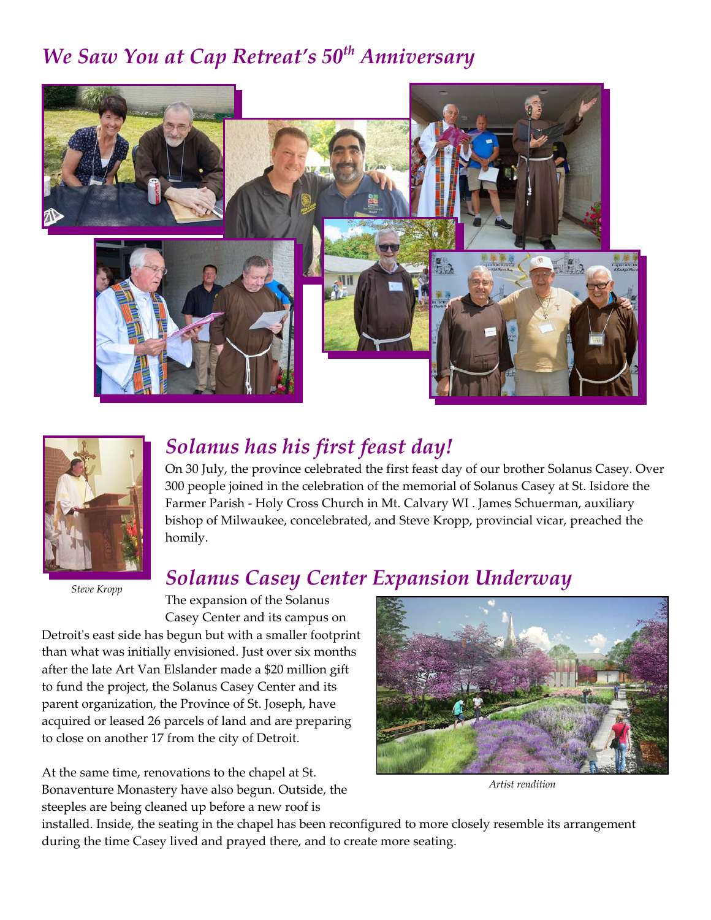## *We Saw You at Cap Retreat's 50th Anniversary*

## *Solanus has his first feast day!*

*Steve Kropp*

On 30 July, the province celebrated the first feast day of our brother Solanus Casey. Over 300 people joined in the celebration of the memorial of Solanus Casey at St. Isidore the Farmer Parish - Holy Cross Church in Mt. Calvary WI . James Schuerman, auxiliary bishop of Milwaukee, concelebrated, and Steve Kropp, provincial vicar, preached the homily.

## *Solanus Casey Center Expansion Underway*

The expansion of the Solanus Casey Center and its campus on Detroit's east side has begun but with a smaller footprint than what was initially envisioned. Just over six months after the late Art Van Elslander made a $20 million gift to fund the project, the Solanus Casey Center and its parent organization, the Province of St. Joseph, have acquired or leased 26 parcels of land and are preparing to close on another 17 from the city of Detroit.

*Artist rendition*

At the same time, renovations to the chapel at St. Bonaventure Monastery have also begun. Outside, the steeples are being cleaned up before a new roof is installed. Inside, the seating in the chapel has been reconfigured to more closely resemble its arrangement during the time Casey lived and prayed there, and to create more seating.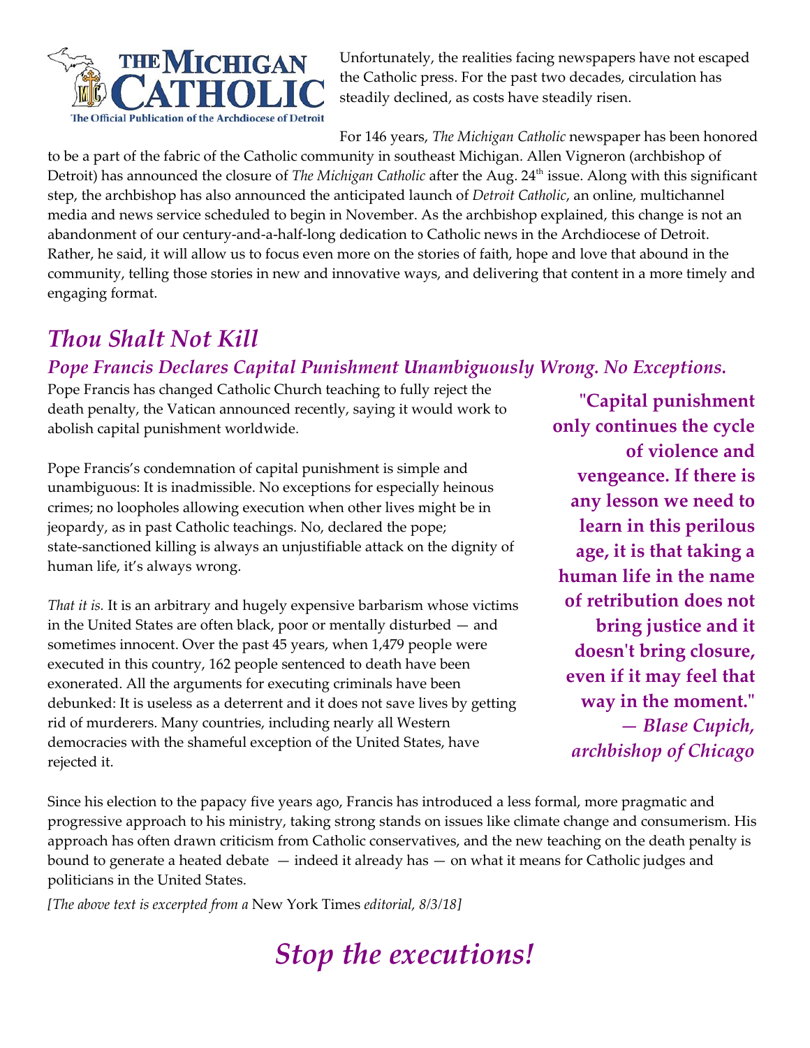THE MICHIGAN CATHOLIC
The Official Publication of the Archdiocese of Detroit

Unfortunately, the realities facing newspapers have not escaped the Catholic press. For the past two decades, circulation has steadily declined, as costs have steadily risen.

For 146 years, *The Michigan Catholic* newspaper has been honored to be a part of the fabric of the Catholic community in southeast Michigan. Allen Vigneron (archbishop of Detroit) has announced the closure of *The Michigan Catholic* after the Aug. 24th issue. Along with this significant step, the archbishop has also announced the anticipated launch of *Detroit Catholic*, an online, multichannel media and news service scheduled to begin in November. As the archbishop explained, this change is not an abandonment of our century-and-a-half-long dedication to Catholic news in the Archdiocese of Detroit. Rather, he said, it will allow us to focus even more on the stories of faith, hope and love that abound in the community, telling those stories in new and innovative ways, and delivering that content in a more timely and engaging format.

## *Thou Shalt Not Kill*

### *Pope Francis Declares Capital Punishment Unambiguously Wrong. No Exceptions.*

Pope Francis has changed Catholic Church teaching to fully reject the death penalty, the Vatican announced recently, saying it would work to abolish capital punishment worldwide.

Pope Francis's condemnation of capital punishment is simple and unambiguous: It is inadmissible. No exceptions for especially heinous crimes; no loopholes allowing execution when other lives might be in jeopardy, as in past Catholic teachings. No, declared the pope; state-sanctioned killing is always an unjustifiable attack on the dignity of human life, it's always wrong.

*That it is.* It is an arbitrary and hugely expensive barbarism whose victims in the United States are often black, poor or mentally disturbed — and sometimes innocent. Over the past 45 years, when 1,479 people were executed in this country, 162 people sentenced to death have been exonerated. All the arguments for executing criminals have been debunked: It is useless as a deterrent and it does not save lives by getting rid of murderers. Many countries, including nearly all Western democracies with the shameful exception of the United States, have rejected it.

> **"Capital punishment only continues the cycle of violence and vengeance. If there is any lesson we need to learn in this perilous age, it is that taking a human life in the name of retribution does not bring justice and it doesn't bring closure, even if it may feel that way in the moment."**
> ***— Blase Cupich, archbishop of Chicago***

Since his election to the papacy five years ago, Francis has introduced a less formal, more pragmatic and progressive approach to his ministry, taking strong stands on issues like climate change and consumerism. His approach has often drawn criticism from Catholic conservatives, and the new teaching on the death penalty is bound to generate a heated debate — indeed it already has — on what it means for Catholic judges and politicians in the United States.

*[The above text is excerpted from a* New York Times *editorial, 8/3/18]*

## *Stop the executions!*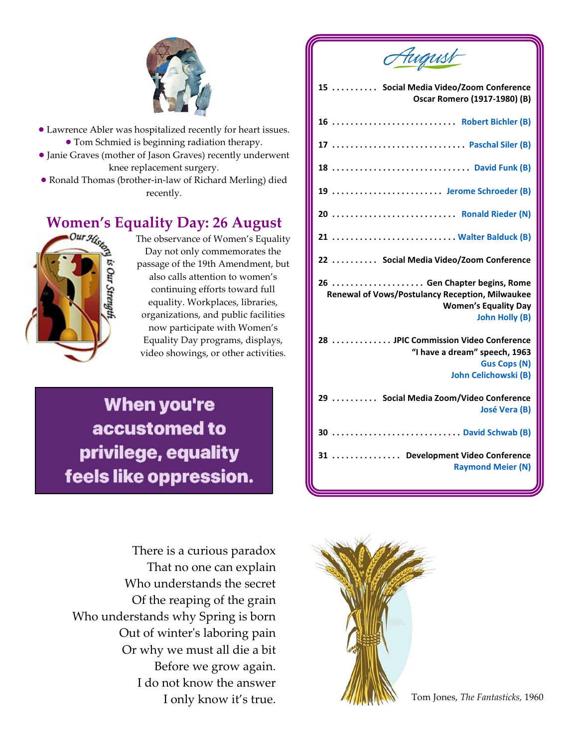- Lawrence Abler was hospitalized recently for heart issues.
- Tom Schmied is beginning radiation therapy.
- Janie Graves (mother of Jason Graves) recently underwent knee replacement surgery.
- Ronald Thomas (brother-in-law of Richard Merling) died recently.

## Women's Equality Day: 26 August

The observance of Women's Equality Day not only commemorates the passage of the 19th Amendment, but also calls attention to women's continuing efforts toward full equality. Workplaces, libraries, organizations, and public facilities now participate with Women's Equality Day programs, displays, video showings, or other activities.

**When you're accustomed to privilege, equality feels like oppression.**

## August

**15** .......... **Social Media Video/Zoom Conference**
**Oscar Romero (1917-1980) (B)**

**16** .......... **Robert Bichler (B)**

**17** .......... **Paschal Siler (B)**

**18** .......... **David Funk (B)**

**19** .......... **Jerome Schroeder (B)**

**20** .......... **Ronald Rieder (N)**

**21** .......... **Walter Balduck (B)**

**22** .......... **Social Media Video/Zoom Conference**

**26** .......... **Gen Chapter begins, Rome**
**Renewal of Vows/Postulancy Reception, Milwaukee**
**Women's Equality Day**
**John Holly (B)**

**28** .......... **JPIC Commission Video Conference**
**"I have a dream" speech, 1963**
**Gus Cops (N)**
**John Celichowski (B)**

**29** .......... **Social Media Zoom/Video Conference**
**José Vera (B)**

**30** .......... **David Schwab (B)**

**31** .......... **Development Video Conference**
**Raymond Meier (N)**

There is a curious paradox
That no one can explain
Who understands the secret
Of the reaping of the grain
Who understands why Spring is born
Out of winter's laboring pain
Or why we must all die a bit
Before we grow again.
I do not know the answer
I only know it's true.

Tom Jones, *The Fantasticks,* 1960